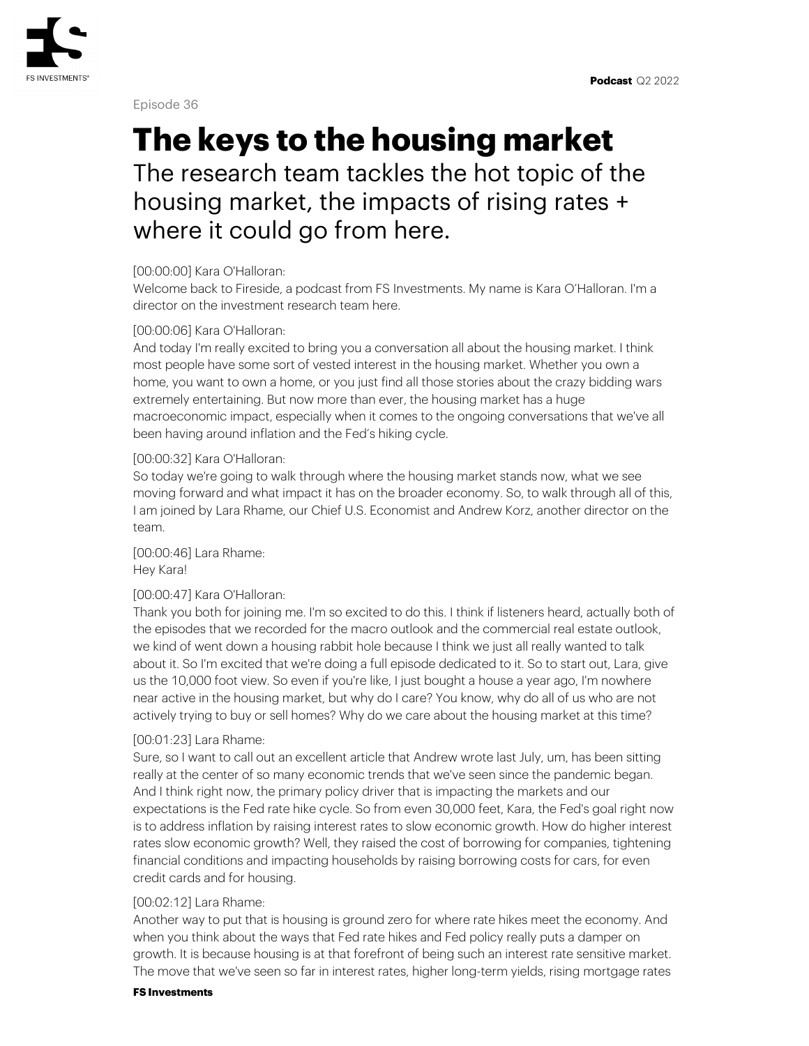Episode 36

# The keys to the housing market

The research team tackles the hot topic of the housing market, the impacts of rising rates + where it could go from here.

[00:00:00] Kara O'Halloran:
Welcome back to Fireside, a podcast from FS Investments. My name is Kara O'Halloran. I'm a director on the investment research team here.

[00:00:06] Kara O'Halloran:
And today I'm really excited to bring you a conversation all about the housing market. I think most people have some sort of vested interest in the housing market. Whether you own a home, you want to own a home, or you just find all those stories about the crazy bidding wars extremely entertaining. But now more than ever, the housing market has a huge macroeconomic impact, especially when it comes to the ongoing conversations that we've all been having around inflation and the Fed's hiking cycle.

[00:00:32] Kara O'Halloran:
So today we're going to walk through where the housing market stands now, what we see moving forward and what impact it has on the broader economy. So, to walk through all of this, I am joined by Lara Rhame, our Chief U.S. Economist and Andrew Korz, another director on the team.

[00:00:46] Lara Rhame:
Hey Kara!

[00:00:47] Kara O'Halloran:
Thank you both for joining me. I'm so excited to do this. I think if listeners heard, actually both of the episodes that we recorded for the macro outlook and the commercial real estate outlook, we kind of went down a housing rabbit hole because I think we just all really wanted to talk about it. So I'm excited that we're doing a full episode dedicated to it. So to start out, Lara, give us the 10,000 foot view. So even if you're like, I just bought a house a year ago, I'm nowhere near active in the housing market, but why do I care? You know, why do all of us who are not actively trying to buy or sell homes? Why do we care about the housing market at this time?

[00:01:23] Lara Rhame:
Sure, so I want to call out an excellent article that Andrew wrote last July, um, has been sitting really at the center of so many economic trends that we've seen since the pandemic began. And I think right now, the primary policy driver that is impacting the markets and our expectations is the Fed rate hike cycle. So from even 30,000 feet, Kara, the Fed's goal right now is to address inflation by raising interest rates to slow economic growth. How do higher interest rates slow economic growth? Well, they raised the cost of borrowing for companies, tightening financial conditions and impacting households by raising borrowing costs for cars, for even credit cards and for housing.

[00:02:12] Lara Rhame:
Another way to put that is housing is ground zero for where rate hikes meet the economy. And when you think about the ways that Fed rate hikes and Fed policy really puts a damper on growth. It is because housing is at that forefront of being such an interest rate sensitive market. The move that we've seen so far in interest rates, higher long-term yields, rising mortgage rates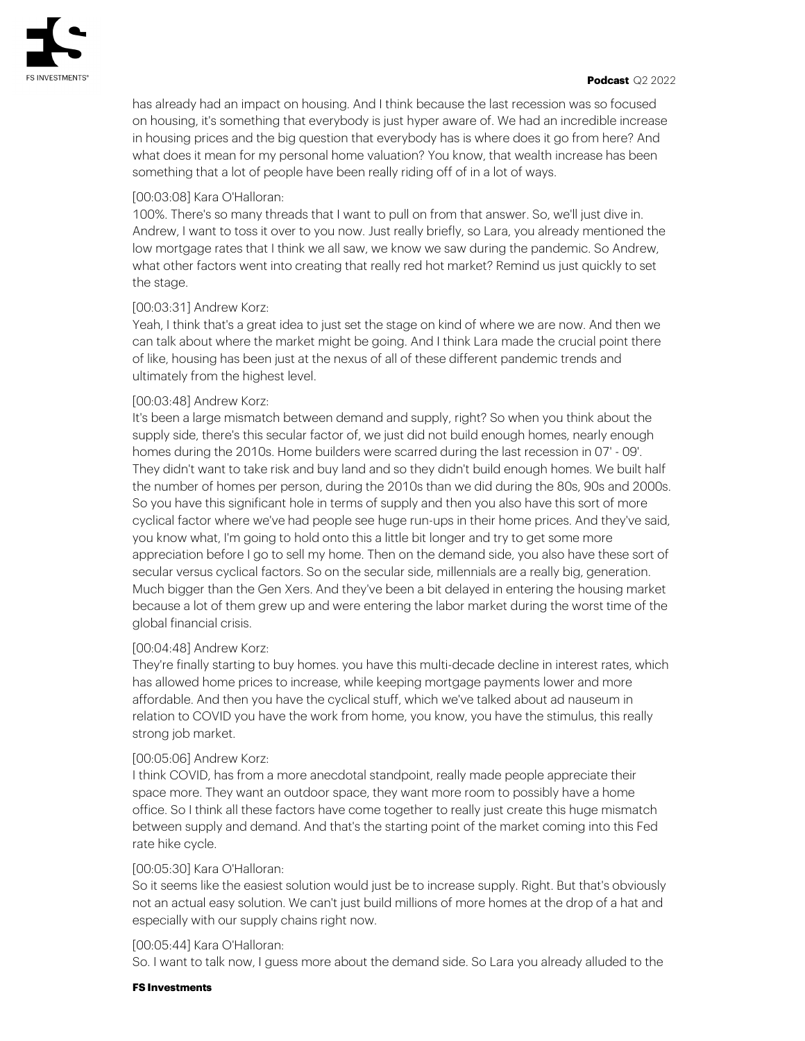has already had an impact on housing. And I think because the last recession was so focused on housing, it's something that everybody is just hyper aware of. We had an incredible increase in housing prices and the big question that everybody has is where does it go from here? And what does it mean for my personal home valuation? You know, that wealth increase has been something that a lot of people have been really riding off of in a lot of ways.

[00:03:08] Kara O'Halloran:
100%. There's so many threads that I want to pull on from that answer. So, we'll just dive in. Andrew, I want to toss it over to you now. Just really briefly, so Lara, you already mentioned the low mortgage rates that I think we all saw, we know we saw during the pandemic. So Andrew, what other factors went into creating that really red hot market? Remind us just quickly to set the stage.

[00:03:31] Andrew Korz:
Yeah, I think that's a great idea to just set the stage on kind of where we are now. And then we can talk about where the market might be going. And I think Lara made the crucial point there of like, housing has been just at the nexus of all of these different pandemic trends and ultimately from the highest level.

[00:03:48] Andrew Korz:
It's been a large mismatch between demand and supply, right? So when you think about the supply side, there's this secular factor of, we just did not build enough homes, nearly enough homes during the 2010s. Home builders were scarred during the last recession in 07' - 09'. They didn't want to take risk and buy land and so they didn't build enough homes. We built half the number of homes per person, during the 2010s than we did during the 80s, 90s and 2000s. So you have this significant hole in terms of supply and then you also have this sort of more cyclical factor where we've had people see huge run-ups in their home prices. And they've said, you know what, I'm going to hold onto this a little bit longer and try to get some more appreciation before I go to sell my home. Then on the demand side, you also have these sort of secular versus cyclical factors. So on the secular side, millennials are a really big, generation. Much bigger than the Gen Xers. And they've been a bit delayed in entering the housing market because a lot of them grew up and were entering the labor market during the worst time of the global financial crisis.

[00:04:48] Andrew Korz:
They're finally starting to buy homes. you have this multi-decade decline in interest rates, which has allowed home prices to increase, while keeping mortgage payments lower and more affordable. And then you have the cyclical stuff, which we've talked about ad nauseum in relation to COVID you have the work from home, you know, you have the stimulus, this really strong job market.

[00:05:06] Andrew Korz:
I think COVID, has from a more anecdotal standpoint, really made people appreciate their space more. They want an outdoor space, they want more room to possibly have a home office. So I think all these factors have come together to really just create this huge mismatch between supply and demand. And that's the starting point of the market coming into this Fed rate hike cycle.

[00:05:30] Kara O'Halloran:
So it seems like the easiest solution would just be to increase supply. Right. But that's obviously not an actual easy solution. We can't just build millions of more homes at the drop of a hat and especially with our supply chains right now.

[00:05:44] Kara O'Halloran:
So. I want to talk now, I guess more about the demand side. So Lara you already alluded to the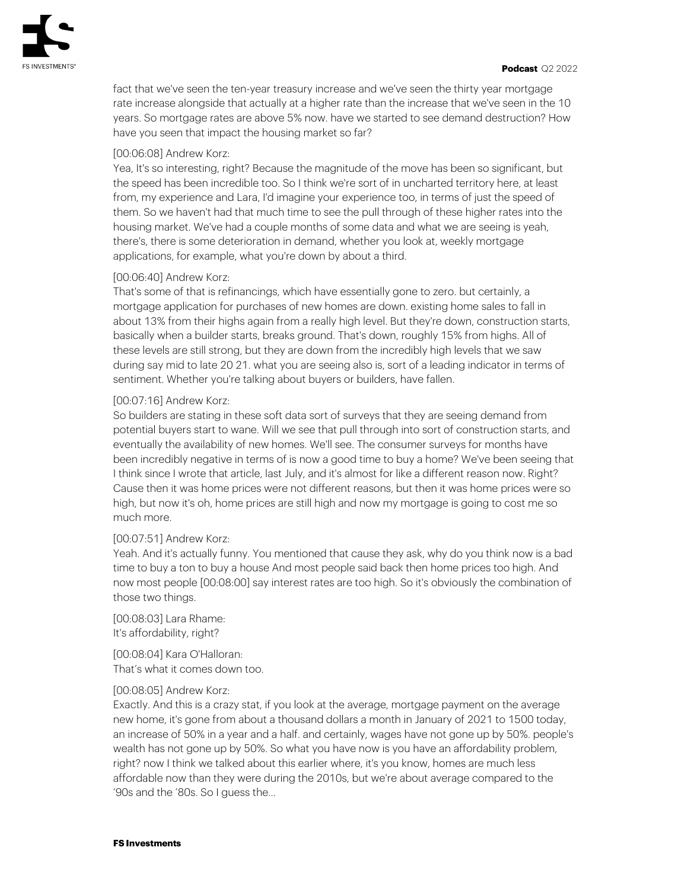fact that we've seen the ten-year treasury increase and we've seen the thirty year mortgage rate increase alongside that actually at a higher rate than the increase that we've seen in the 10 years. So mortgage rates are above 5% now. have we started to see demand destruction? How have you seen that impact the housing market so far?

[00:06:08] Andrew Korz:
Yea, It's so interesting, right? Because the magnitude of the move has been so significant, but the speed has been incredible too. So I think we're sort of in uncharted territory here, at least from, my experience and Lara, I'd imagine your experience too, in terms of just the speed of them. So we haven't had that much time to see the pull through of these higher rates into the housing market. We've had a couple months of some data and what we are seeing is yeah, there's, there is some deterioration in demand, whether you look at, weekly mortgage applications, for example, what you're down by about a third.

[00:06:40] Andrew Korz:
That's some of that is refinancings, which have essentially gone to zero. but certainly, a mortgage application for purchases of new homes are down. existing home sales to fall in about 13% from their highs again from a really high level. But they're down, construction starts, basically when a builder starts, breaks ground. That's down, roughly 15% from highs. All of these levels are still strong, but they are down from the incredibly high levels that we saw during say mid to late 20 21. what you are seeing also is, sort of a leading indicator in terms of sentiment. Whether you're talking about buyers or builders, have fallen.

[00:07:16] Andrew Korz:
So builders are stating in these soft data sort of surveys that they are seeing demand from potential buyers start to wane. Will we see that pull through into sort of construction starts, and eventually the availability of new homes. We'll see. The consumer surveys for months have been incredibly negative in terms of is now a good time to buy a home? We've been seeing that I think since I wrote that article, last July, and it's almost for like a different reason now. Right? Cause then it was home prices were not different reasons, but then it was home prices were so high, but now it's oh, home prices are still high and now my mortgage is going to cost me so much more.

[00:07:51] Andrew Korz:
Yeah. And it's actually funny. You mentioned that cause they ask, why do you think now is a bad time to buy a ton to buy a house And most people said back then home prices too high. And now most people [00:08:00] say interest rates are too high. So it's obviously the combination of those two things.

[00:08:03] Lara Rhame:
It's affordability, right?

[00:08:04] Kara O'Halloran:
That's what it comes down too.

[00:08:05] Andrew Korz:
Exactly. And this is a crazy stat, if you look at the average, mortgage payment on the average new home, it's gone from about a thousand dollars a month in January of 2021 to 1500 today, an increase of 50% in a year and a half. and certainly, wages have not gone up by 50%. people's wealth has not gone up by 50%. So what you have now is you have an affordability problem, right? now I think we talked about this earlier where, it's you know, homes are much less affordable now than they were during the 2010s, but we're about average compared to the '90s and the '80s. So I guess the...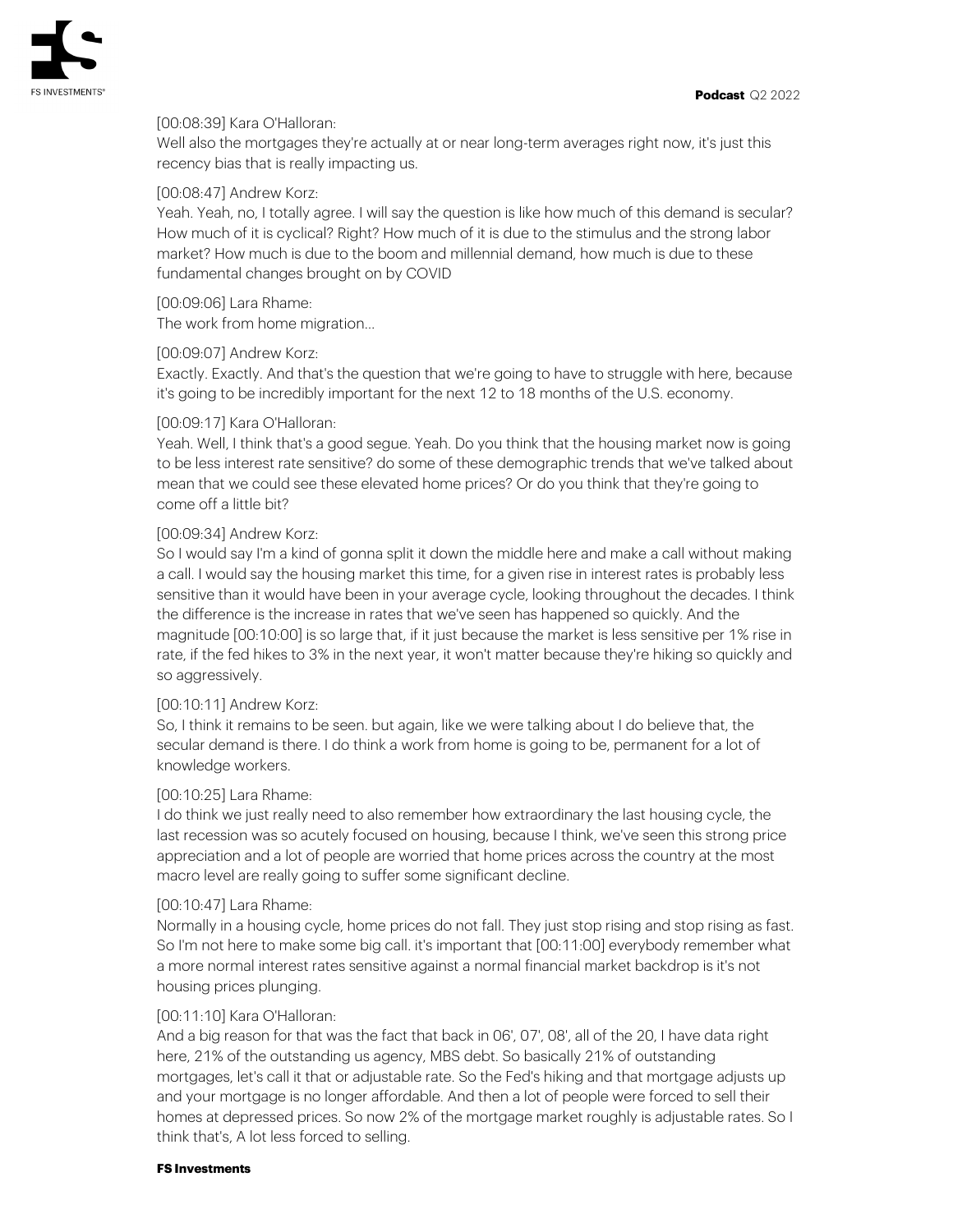[00:08:39] Kara O'Halloran:
Well also the mortgages they're actually at or near long-term averages right now, it's just this recency bias that is really impacting us.

[00:08:47] Andrew Korz:
Yeah. Yeah, no, I totally agree. I will say the question is like how much of this demand is secular? How much of it is cyclical? Right? How much of it is due to the stimulus and the strong labor market? How much is due to the boom and millennial demand, how much is due to these fundamental changes brought on by COVID

[00:09:06] Lara Rhame:
The work from home migration...

[00:09:07] Andrew Korz:
Exactly. Exactly. And that's the question that we're going to have to struggle with here, because it's going to be incredibly important for the next 12 to 18 months of the U.S. economy.

[00:09:17] Kara O'Halloran:
Yeah. Well, I think that's a good segue. Yeah. Do you think that the housing market now is going to be less interest rate sensitive? do some of these demographic trends that we've talked about mean that we could see these elevated home prices? Or do you think that they're going to come off a little bit?

[00:09:34] Andrew Korz:
So I would say I'm a kind of gonna split it down the middle here and make a call without making a call. I would say the housing market this time, for a given rise in interest rates is probably less sensitive than it would have been in your average cycle, looking throughout the decades. I think the difference is the increase in rates that we've seen has happened so quickly. And the magnitude [00:10:00] is so large that, if it just because the market is less sensitive per 1% rise in rate, if the fed hikes to 3% in the next year, it won't matter because they're hiking so quickly and so aggressively.

[00:10:11] Andrew Korz:
So, I think it remains to be seen. but again, like we were talking about I do believe that, the secular demand is there. I do think a work from home is going to be, permanent for a lot of knowledge workers.

[00:10:25] Lara Rhame:
I do think we just really need to also remember how extraordinary the last housing cycle, the last recession was so acutely focused on housing, because I think, we've seen this strong price appreciation and a lot of people are worried that home prices across the country at the most macro level are really going to suffer some significant decline.

[00:10:47] Lara Rhame:
Normally in a housing cycle, home prices do not fall. They just stop rising and stop rising as fast. So I'm not here to make some big call. it's important that [00:11:00] everybody remember what a more normal interest rates sensitive against a normal financial market backdrop is it's not housing prices plunging.

[00:11:10] Kara O'Halloran:
And a big reason for that was the fact that back in 06', 07', 08', all of the 20, I have data right here, 21% of the outstanding us agency, MBS debt. So basically 21% of outstanding mortgages, let's call it that or adjustable rate. So the Fed's hiking and that mortgage adjusts up and your mortgage is no longer affordable. And then a lot of people were forced to sell their homes at depressed prices. So now 2% of the mortgage market roughly is adjustable rates. So I think that's, A lot less forced to selling.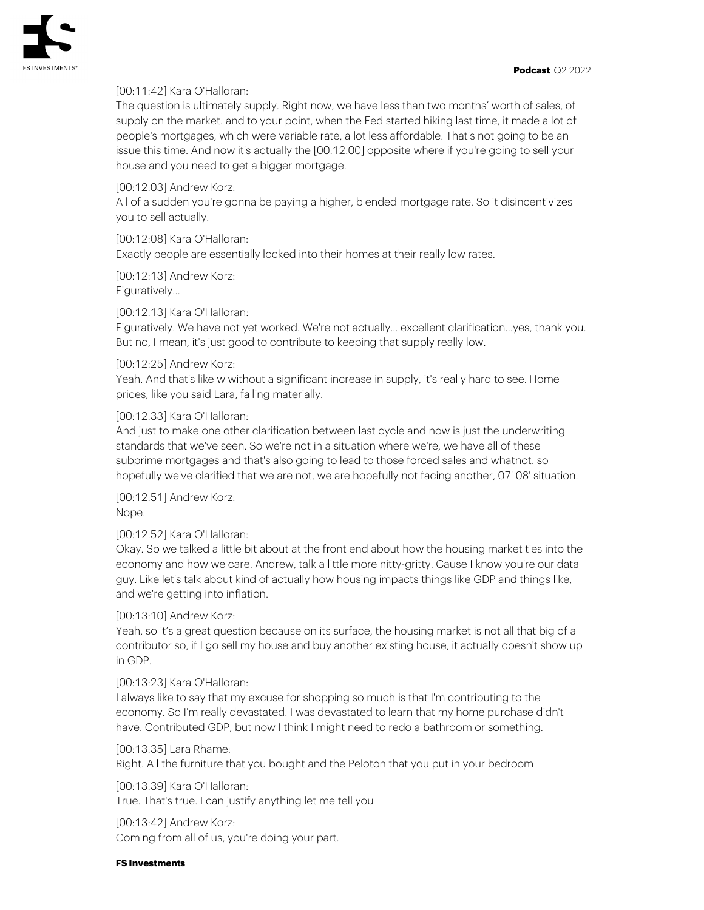[00:11:42] Kara O'Halloran:
The question is ultimately supply. Right now, we have less than two months' worth of sales, of supply on the market. and to your point, when the Fed started hiking last time, it made a lot of people's mortgages, which were variable rate, a lot less affordable. That's not going to be an issue this time. And now it's actually the [00:12:00] opposite where if you're going to sell your house and you need to get a bigger mortgage.

[00:12:03] Andrew Korz:
All of a sudden you're gonna be paying a higher, blended mortgage rate. So it disincentivizes you to sell actually.

[00:12:08] Kara O'Halloran:
Exactly people are essentially locked into their homes at their really low rates.

[00:12:13] Andrew Korz:
Figuratively...

[00:12:13] Kara O'Halloran:
Figuratively. We have not yet worked. We're not actually... excellent clarification...yes, thank you. But no, I mean, it's just good to contribute to keeping that supply really low.

[00:12:25] Andrew Korz:
Yeah. And that's like w without a significant increase in supply, it's really hard to see. Home prices, like you said Lara, falling materially.

[00:12:33] Kara O'Halloran:
And just to make one other clarification between last cycle and now is just the underwriting standards that we've seen. So we're not in a situation where we're, we have all of these subprime mortgages and that's also going to lead to those forced sales and whatnot. so hopefully we've clarified that we are not, we are hopefully not facing another, 07' 08' situation.

[00:12:51] Andrew Korz:
Nope.

[00:12:52] Kara O'Halloran:
Okay. So we talked a little bit about at the front end about how the housing market ties into the economy and how we care. Andrew, talk a little more nitty-gritty. Cause I know you're our data guy. Like let's talk about kind of actually how housing impacts things like GDP and things like, and we're getting into inflation.

[00:13:10] Andrew Korz:
Yeah, so it's a great question because on its surface, the housing market is not all that big of a contributor so, if I go sell my house and buy another existing house, it actually doesn't show up in GDP.

[00:13:23] Kara O'Halloran:
I always like to say that my excuse for shopping so much is that I'm contributing to the economy. So I'm really devastated. I was devastated to learn that my home purchase didn't have. Contributed GDP, but now I think I might need to redo a bathroom or something.

[00:13:35] Lara Rhame:
Right. All the furniture that you bought and the Peloton that you put in your bedroom

[00:13:39] Kara O'Halloran:
True. That's true. I can justify anything let me tell you

[00:13:42] Andrew Korz:
Coming from all of us, you're doing your part.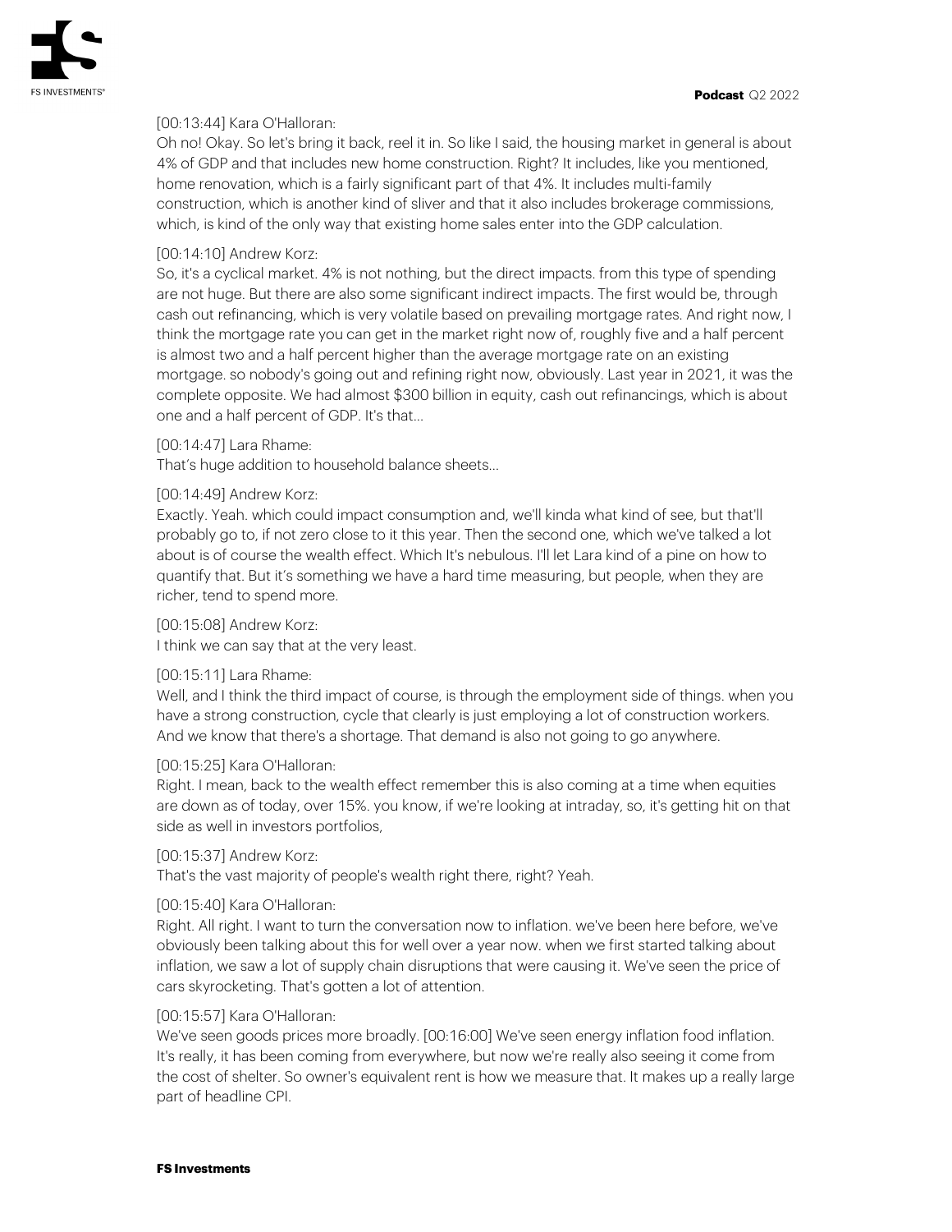[00:13:44] Kara O'Halloran:

Oh no! Okay. So let's bring it back, reel it in. So like I said, the housing market in general is about 4% of GDP and that includes new home construction. Right? It includes, like you mentioned, home renovation, which is a fairly significant part of that 4%. It includes multi-family construction, which is another kind of sliver and that it also includes brokerage commissions, which, is kind of the only way that existing home sales enter into the GDP calculation.

[00:14:10] Andrew Korz:

So, it's a cyclical market. 4% is not nothing, but the direct impacts. from this type of spending are not huge. But there are also some significant indirect impacts. The first would be, through cash out refinancing, which is very volatile based on prevailing mortgage rates. And right now, I think the mortgage rate you can get in the market right now of, roughly five and a half percent is almost two and a half percent higher than the average mortgage rate on an existing mortgage. so nobody's going out and refining right now, obviously. Last year in 2021, it was the complete opposite. We had almost $300 billion in equity, cash out refinancings, which is about one and a half percent of GDP. It's that...

[00:14:47] Lara Rhame:

That's huge addition to household balance sheets...

[00:14:49] Andrew Korz:

Exactly. Yeah. which could impact consumption and, we'll kinda what kind of see, but that'll probably go to, if not zero close to it this year. Then the second one, which we've talked a lot about is of course the wealth effect. Which It's nebulous. I'll let Lara kind of a pine on how to quantify that. But it's something we have a hard time measuring, but people, when they are richer, tend to spend more.

[00:15:08] Andrew Korz:

I think we can say that at the very least.

[00:15:11] Lara Rhame:

Well, and I think the third impact of course, is through the employment side of things. when you have a strong construction, cycle that clearly is just employing a lot of construction workers. And we know that there's a shortage. That demand is also not going to go anywhere.

[00:15:25] Kara O'Halloran:

Right. I mean, back to the wealth effect remember this is also coming at a time when equities are down as of today, over 15%. you know, if we're looking at intraday, so, it's getting hit on that side as well in investors portfolios,

[00:15:37] Andrew Korz:

That's the vast majority of people's wealth right there, right? Yeah.

[00:15:40] Kara O'Halloran:

Right. All right. I want to turn the conversation now to inflation. we've been here before, we've obviously been talking about this for well over a year now. when we first started talking about inflation, we saw a lot of supply chain disruptions that were causing it. We've seen the price of cars skyrocketing. That's gotten a lot of attention.

[00:15:57] Kara O'Halloran:

We've seen goods prices more broadly. [00:16:00] We've seen energy inflation food inflation. It's really, it has been coming from everywhere, but now we're really also seeing it come from the cost of shelter. So owner's equivalent rent is how we measure that. It makes up a really large part of headline CPI.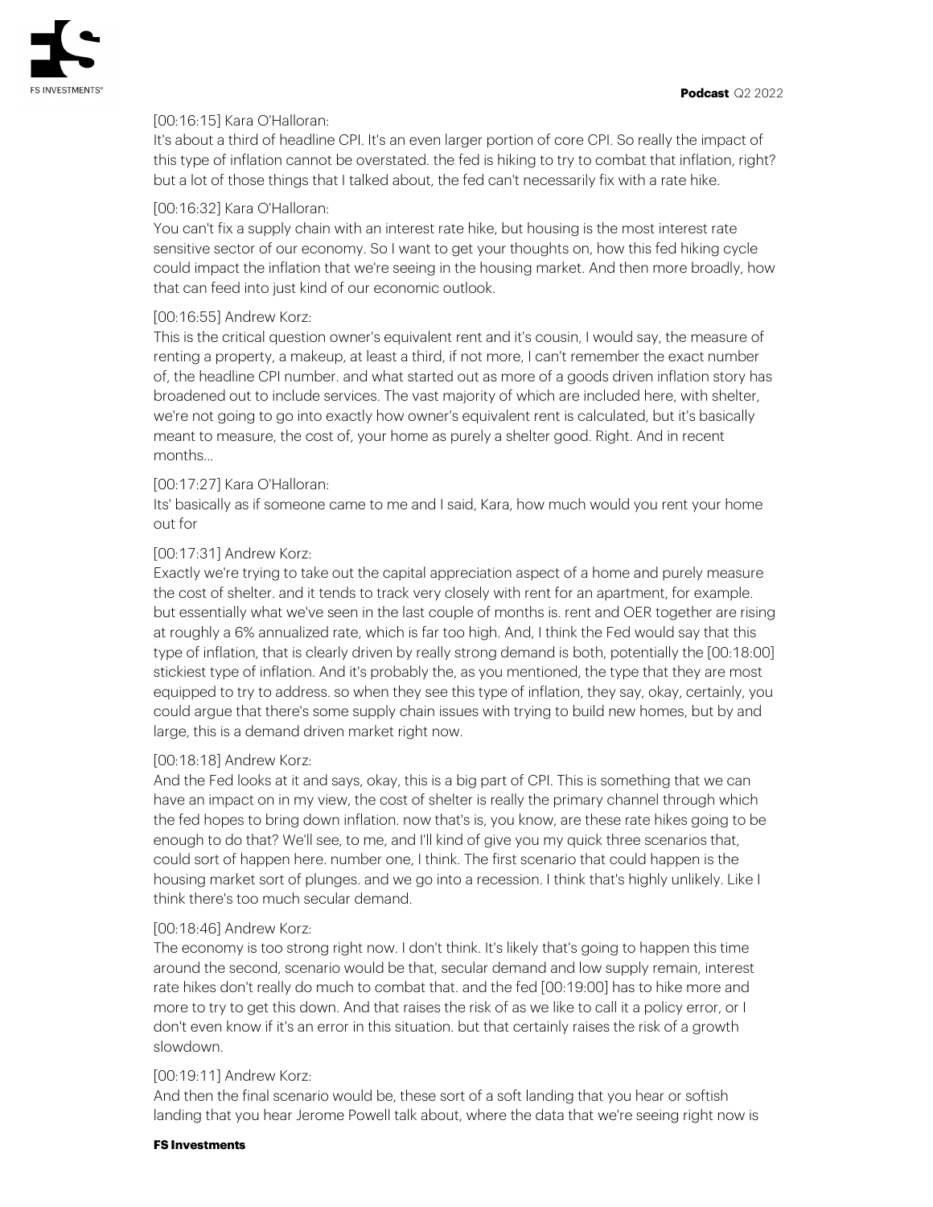[00:16:15] Kara O'Halloran:

It's about a third of headline CPI. It's an even larger portion of core CPI. So really the impact of this type of inflation cannot be overstated. the fed is hiking to try to combat that inflation, right? but a lot of those things that I talked about, the fed can't necessarily fix with a rate hike.

[00:16:32] Kara O'Halloran:

You can't fix a supply chain with an interest rate hike, but housing is the most interest rate sensitive sector of our economy. So I want to get your thoughts on, how this fed hiking cycle could impact the inflation that we're seeing in the housing market. And then more broadly, how that can feed into just kind of our economic outlook.

[00:16:55] Andrew Korz:

This is the critical question owner's equivalent rent and it's cousin, I would say, the measure of renting a property, a makeup, at least a third, if not more, I can't remember the exact number of, the headline CPI number. and what started out as more of a goods driven inflation story has broadened out to include services. The vast majority of which are included here, with shelter, we're not going to go into exactly how owner's equivalent rent is calculated, but it's basically meant to measure, the cost of, your home as purely a shelter good. Right. And in recent months...

[00:17:27] Kara O'Halloran:

Its' basically as if someone came to me and I said, Kara, how much would you rent your home out for

[00:17:31] Andrew Korz:

Exactly we're trying to take out the capital appreciation aspect of a home and purely measure the cost of shelter. and it tends to track very closely with rent for an apartment, for example. but essentially what we've seen in the last couple of months is. rent and OER together are rising at roughly a 6% annualized rate, which is far too high. And, I think the Fed would say that this type of inflation, that is clearly driven by really strong demand is both, potentially the [00:18:00] stickiest type of inflation. And it's probably the, as you mentioned, the type that they are most equipped to try to address. so when they see this type of inflation, they say, okay, certainly, you could argue that there's some supply chain issues with trying to build new homes, but by and large, this is a demand driven market right now.

[00:18:18] Andrew Korz:

And the Fed looks at it and says, okay, this is a big part of CPI. This is something that we can have an impact on in my view, the cost of shelter is really the primary channel through which the fed hopes to bring down inflation. now that's is, you know, are these rate hikes going to be enough to do that? We'll see, to me, and I'll kind of give you my quick three scenarios that, could sort of happen here. number one, I think. The first scenario that could happen is the housing market sort of plunges. and we go into a recession. I think that's highly unlikely. Like I think there's too much secular demand.

[00:18:46] Andrew Korz:

The economy is too strong right now. I don't think. It's likely that's going to happen this time around the second, scenario would be that, secular demand and low supply remain, interest rate hikes don't really do much to combat that. and the fed [00:19:00] has to hike more and more to try to get this down. And that raises the risk of as we like to call it a policy error, or I don't even know if it's an error in this situation. but that certainly raises the risk of a growth slowdown.

[00:19:11] Andrew Korz:

And then the final scenario would be, these sort of a soft landing that you hear or softish landing that you hear Jerome Powell talk about, where the data that we're seeing right now is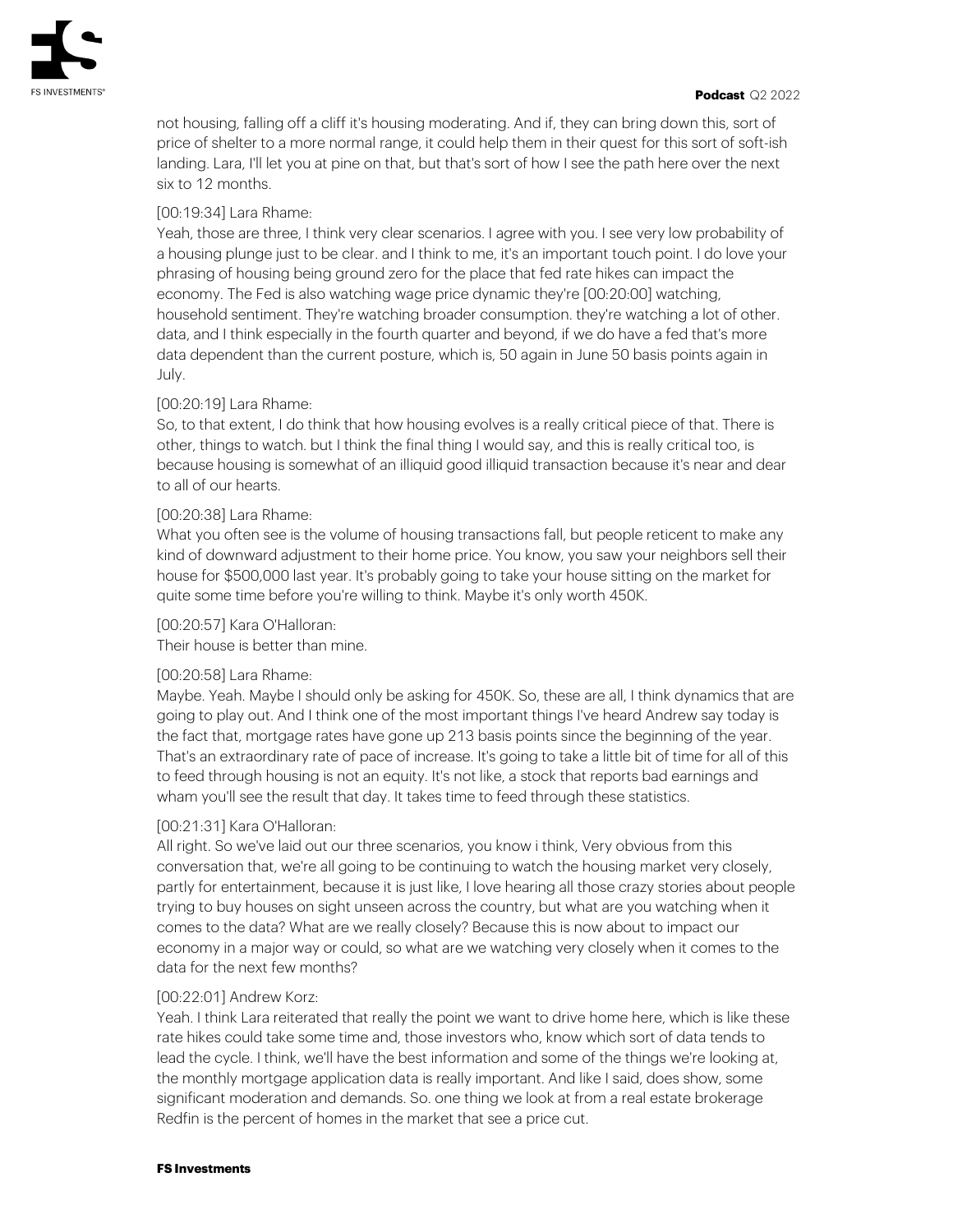not housing, falling off a cliff it's housing moderating. And if, they can bring down this, sort of price of shelter to a more normal range, it could help them in their quest for this sort of soft-ish landing. Lara, I'll let you at pine on that, but that's sort of how I see the path here over the next six to 12 months.

[00:19:34] Lara Rhame:
Yeah, those are three, I think very clear scenarios. I agree with you. I see very low probability of a housing plunge just to be clear. and I think to me, it's an important touch point. I do love your phrasing of housing being ground zero for the place that fed rate hikes can impact the economy. The Fed is also watching wage price dynamic they're [00:20:00] watching, household sentiment. They're watching broader consumption. they're watching a lot of other. data, and I think especially in the fourth quarter and beyond, if we do have a fed that's more data dependent than the current posture, which is, 50 again in June 50 basis points again in July.

[00:20:19] Lara Rhame:
So, to that extent, I do think that how housing evolves is a really critical piece of that. There is other, things to watch. but I think the final thing I would say, and this is really critical too, is because housing is somewhat of an illiquid good illiquid transaction because it's near and dear to all of our hearts.

[00:20:38] Lara Rhame:
What you often see is the volume of housing transactions fall, but people reticent to make any kind of downward adjustment to their home price. You know, you saw your neighbors sell their house for $500,000 last year. It's probably going to take your house sitting on the market for quite some time before you're willing to think. Maybe it's only worth 450K.

[00:20:57] Kara O'Halloran:
Their house is better than mine.

[00:20:58] Lara Rhame:
Maybe. Yeah. Maybe I should only be asking for 450K. So, these are all, I think dynamics that are going to play out. And I think one of the most important things I've heard Andrew say today is the fact that, mortgage rates have gone up 213 basis points since the beginning of the year. That's an extraordinary rate of pace of increase. It's going to take a little bit of time for all of this to feed through housing is not an equity. It's not like, a stock that reports bad earnings and wham you'll see the result that day. It takes time to feed through these statistics.

[00:21:31] Kara O'Halloran:
All right. So we've laid out our three scenarios, you know i think, Very obvious from this conversation that, we're all going to be continuing to watch the housing market very closely, partly for entertainment, because it is just like, I love hearing all those crazy stories about people trying to buy houses on sight unseen across the country, but what are you watching when it comes to the data? What are we really closely? Because this is now about to impact our economy in a major way or could, so what are we watching very closely when it comes to the data for the next few months?

[00:22:01] Andrew Korz:
Yeah. I think Lara reiterated that really the point we want to drive home here, which is like these rate hikes could take some time and, those investors who, know which sort of data tends to lead the cycle. I think, we'll have the best information and some of the things we're looking at, the monthly mortgage application data is really important. And like I said, does show, some significant moderation and demands. So. one thing we look at from a real estate brokerage Redfin is the percent of homes in the market that see a price cut.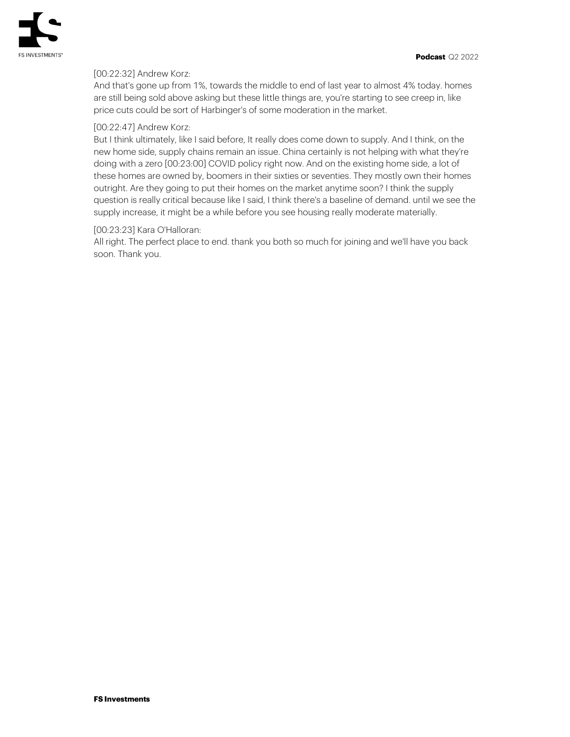[00:22:32] Andrew Korz:
And that's gone up from 1%, towards the middle to end of last year to almost 4% today. homes are still being sold above asking but these little things are, you're starting to see creep in, like price cuts could be sort of Harbinger's of some moderation in the market.

[00:22:47] Andrew Korz:
But I think ultimately, like I said before, It really does come down to supply. And I think, on the new home side, supply chains remain an issue. China certainly is not helping with what they're doing with a zero [00:23:00] COVID policy right now. And on the existing home side, a lot of these homes are owned by, boomers in their sixties or seventies. They mostly own their homes outright. Are they going to put their homes on the market anytime soon? I think the supply question is really critical because like I said, I think there's a baseline of demand. until we see the supply increase, it might be a while before you see housing really moderate materially.

[00:23:23] Kara O'Halloran:
All right. The perfect place to end. thank you both so much for joining and we'll have you back soon. Thank you.